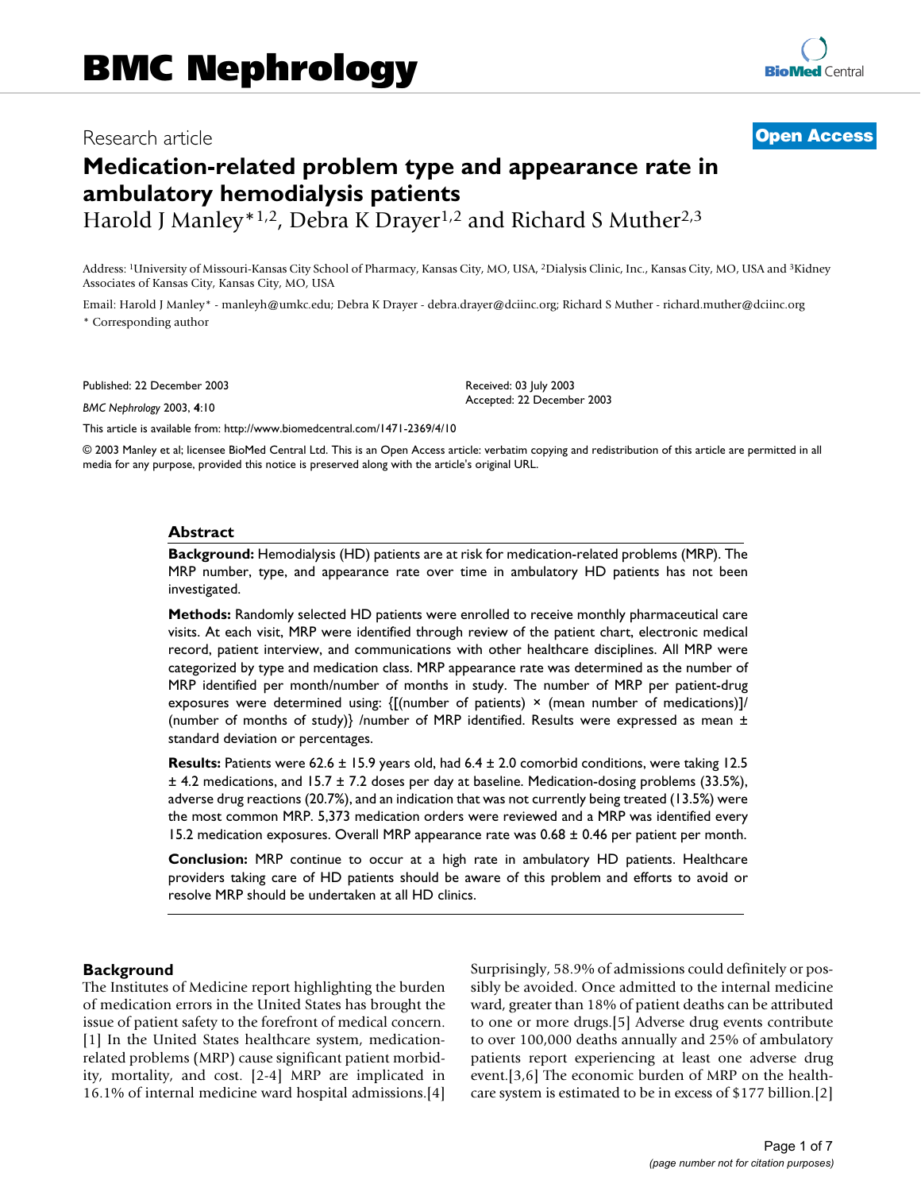# BMC Nephrology

Research article **Open Access**

# Medication-related problem type and appearance rate in ambulatory hemodialysis patients

Harold J Manley*[1,2], Debra K Drayer[1,2] and Richard S Muther[2,3]

Address: [1]University of Missouri-Kansas City School of Pharmacy, Kansas City, MO, USA, [2]Dialysis Clinic, Inc., Kansas City, MO, USA and [3]Kidney Associates of Kansas City, Kansas City, MO, USA

Email: Harold J Manley* - manleyh@umkc.edu; Debra K Drayer - debra.drayer@dciinc.org; Richard S Muther - richard.muther@dciinc.org

\* Corresponding author

Published: 22 December 2003

*BMC Nephrology* 2003, **4**:10

Received: 03 July 2003
Accepted: 22 December 2003

This article is available from: http://www.biomedcentral.com/1471-2369/4/10

© 2003 Manley et al; licensee BioMed Central Ltd. This is an Open Access article: verbatim copying and redistribution of this article are permitted in all media for any purpose, provided this notice is preserved along with the article's original URL.

## Abstract

**Background:** Hemodialysis (HD) patients are at risk for medication-related problems (MRP). The MRP number, type, and appearance rate over time in ambulatory HD patients has not been investigated.

**Methods:** Randomly selected HD patients were enrolled to receive monthly pharmaceutical care visits. At each visit, MRP were identified through review of the patient chart, electronic medical record, patient interview, and communications with other healthcare disciplines. All MRP were categorized by type and medication class. MRP appearance rate was determined as the number of MRP identified per month/number of months in study. The number of MRP per patient-drug exposures were determined using: {[(number of patients) × (mean number of medications)]/(number of months of study)} /number of MRP identified. Results were expressed as mean ± standard deviation or percentages.

**Results:** Patients were 62.6 ± 15.9 years old, had 6.4 ± 2.0 comorbid conditions, were taking 12.5 ± 4.2 medications, and 15.7 ± 7.2 doses per day at baseline. Medication-dosing problems (33.5%), adverse drug reactions (20.7%), and an indication that was not currently being treated (13.5%) were the most common MRP. 5,373 medication orders were reviewed and a MRP was identified every 15.2 medication exposures. Overall MRP appearance rate was 0.68 ± 0.46 per patient per month.

**Conclusion:** MRP continue to occur at a high rate in ambulatory HD patients. Healthcare providers taking care of HD patients should be aware of this problem and efforts to avoid or resolve MRP should be undertaken at all HD clinics.

## Background

The Institutes of Medicine report highlighting the burden of medication errors in the United States has brought the issue of patient safety to the forefront of medical concern.[1] In the United States healthcare system, medication-related problems (MRP) cause significant patient morbidity, mortality, and cost. [2-4] MRP are implicated in 16.1% of internal medicine ward hospital admissions.[4] Surprisingly, 58.9% of admissions could definitely or possibly be avoided. Once admitted to the internal medicine ward, greater than 18% of patient deaths can be attributed to one or more drugs.[5] Adverse drug events contribute to over 100,000 deaths annually and 25% of ambulatory patients report experiencing at least one adverse drug event.[3,6] The economic burden of MRP on the healthcare system is estimated to be in excess of $177 billion.[2]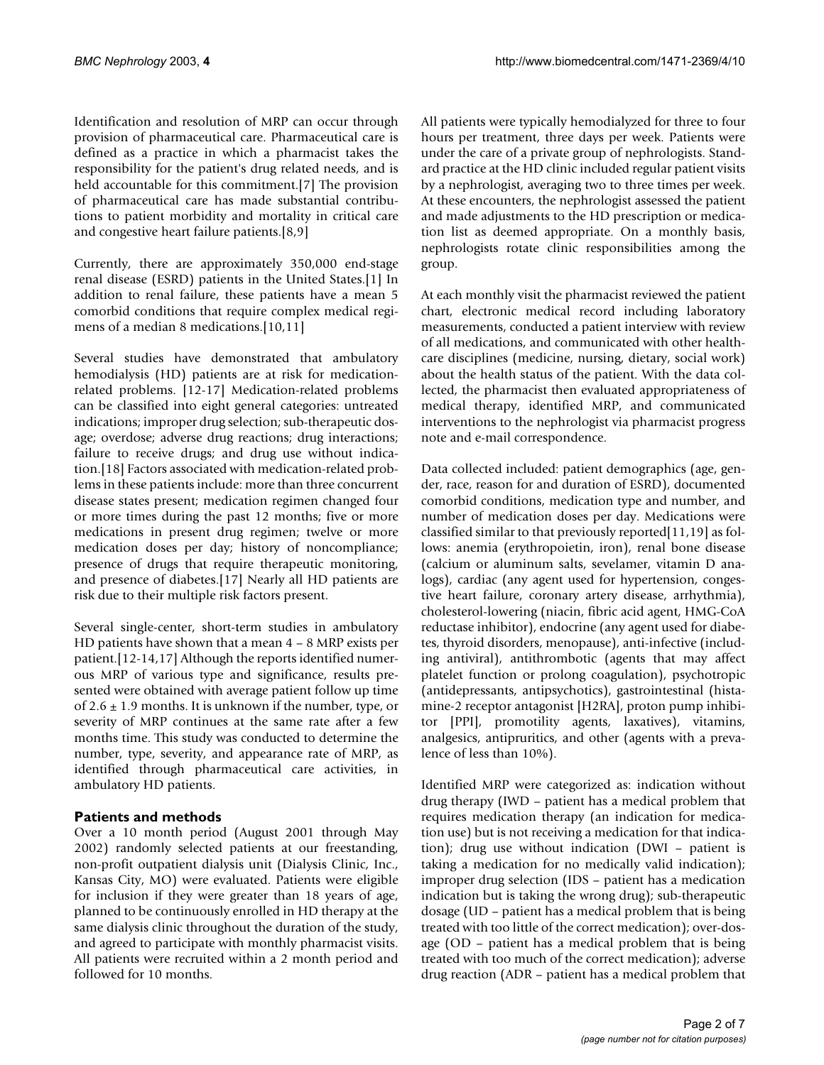Identification and resolution of MRP can occur through provision of pharmaceutical care. Pharmaceutical care is defined as a practice in which a pharmacist takes the responsibility for the patient's drug related needs, and is held accountable for this commitment.[7] The provision of pharmaceutical care has made substantial contributions to patient morbidity and mortality in critical care and congestive heart failure patients.[8,9]

Currently, there are approximately 350,000 end-stage renal disease (ESRD) patients in the United States.[1] In addition to renal failure, these patients have a mean 5 comorbid conditions that require complex medical regimens of a median 8 medications.[10,11]

Several studies have demonstrated that ambulatory hemodialysis (HD) patients are at risk for medication-related problems. [12-17] Medication-related problems can be classified into eight general categories: untreated indications; improper drug selection; sub-therapeutic dosage; overdose; adverse drug reactions; drug interactions; failure to receive drugs; and drug use without indication.[18] Factors associated with medication-related problems in these patients include: more than three concurrent disease states present; medication regimen changed four or more times during the past 12 months; five or more medications in present drug regimen; twelve or more medication doses per day; history of noncompliance; presence of drugs that require therapeutic monitoring, and presence of diabetes.[17] Nearly all HD patients are risk due to their multiple risk factors present.

Several single-center, short-term studies in ambulatory HD patients have shown that a mean 4 – 8 MRP exists per patient.[12-14,17] Although the reports identified numerous MRP of various type and significance, results presented were obtained with average patient follow up time of 2.6 ± 1.9 months. It is unknown if the number, type, or severity of MRP continues at the same rate after a few months time. This study was conducted to determine the number, type, severity, and appearance rate of MRP, as identified through pharmaceutical care activities, in ambulatory HD patients.

## Patients and methods

Over a 10 month period (August 2001 through May 2002) randomly selected patients at our freestanding, non-profit outpatient dialysis unit (Dialysis Clinic, Inc., Kansas City, MO) were evaluated. Patients were eligible for inclusion if they were greater than 18 years of age, planned to be continuously enrolled in HD therapy at the same dialysis clinic throughout the duration of the study, and agreed to participate with monthly pharmacist visits. All patients were recruited within a 2 month period and followed for 10 months.

All patients were typically hemodialyzed for three to four hours per treatment, three days per week. Patients were under the care of a private group of nephrologists. Standard practice at the HD clinic included regular patient visits by a nephrologist, averaging two to three times per week. At these encounters, the nephrologist assessed the patient and made adjustments to the HD prescription or medication list as deemed appropriate. On a monthly basis, nephrologists rotate clinic responsibilities among the group.

At each monthly visit the pharmacist reviewed the patient chart, electronic medical record including laboratory measurements, conducted a patient interview with review of all medications, and communicated with other healthcare disciplines (medicine, nursing, dietary, social work) about the health status of the patient. With the data collected, the pharmacist then evaluated appropriateness of medical therapy, identified MRP, and communicated interventions to the nephrologist via pharmacist progress note and e-mail correspondence.

Data collected included: patient demographics (age, gender, race, reason for and duration of ESRD), documented comorbid conditions, medication type and number, and number of medication doses per day. Medications were classified similar to that previously reported[11,19] as follows: anemia (erythropoietin, iron), renal bone disease (calcium or aluminum salts, sevelamer, vitamin D analogs), cardiac (any agent used for hypertension, congestive heart failure, coronary artery disease, arrhythmia), cholesterol-lowering (niacin, fibric acid agent, HMG-CoA reductase inhibitor), endocrine (any agent used for diabetes, thyroid disorders, menopause), anti-infective (including antiviral), antithrombotic (agents that may affect platelet function or prolong coagulation), psychotropic (antidepressants, antipsychotics), gastrointestinal (histamine-2 receptor antagonist [H2RA], proton pump inhibitor [PPI], promotility agents, laxatives), vitamins, analgesics, antipruritics, and other (agents with a prevalence of less than 10%).

Identified MRP were categorized as: indication without drug therapy (IWD – patient has a medical problem that requires medication therapy (an indication for medication use) but is not receiving a medication for that indication); drug use without indication (DWI – patient is taking a medication for no medically valid indication); improper drug selection (IDS – patient has a medication indication but is taking the wrong drug); sub-therapeutic dosage (UD – patient has a medical problem that is being treated with too little of the correct medication); over-dosage (OD – patient has a medical problem that is being treated with too much of the correct medication); adverse drug reaction (ADR – patient has a medical problem that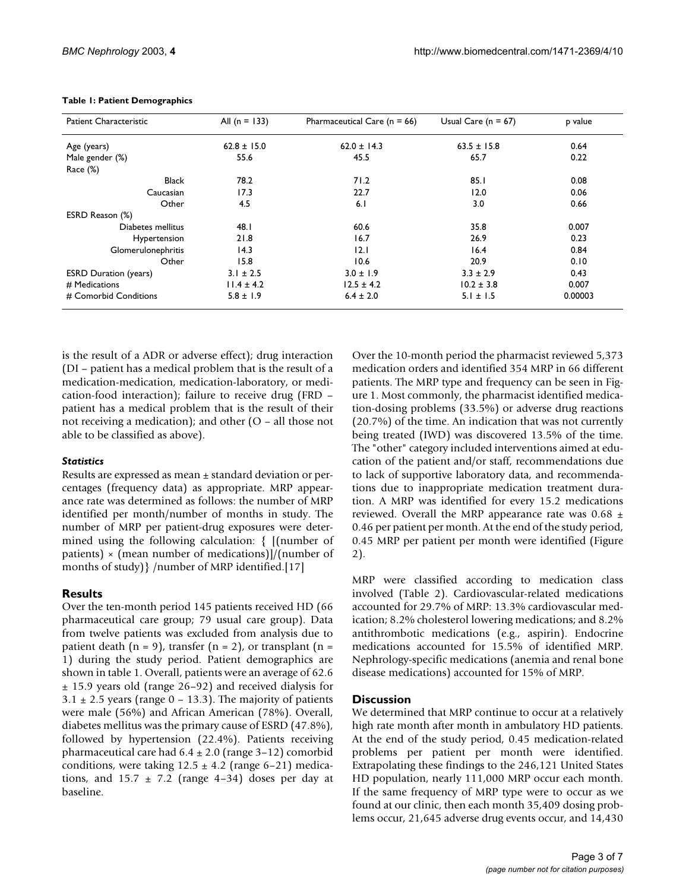**Table 1: Patient Demographics**

| Patient Characteristic | All (n = 133) | Pharmaceutical Care (n = 66) | Usual Care (n = 67) | p value |
|---|---|---|---|---|
| Age (years) | 62.8 ± 15.0 | 62.0 ± 14.3 | 63.5 ± 15.8 | 0.64 |
| Male gender (%) | 55.6 | 45.5 | 65.7 | 0.22 |
| Race (%) | | | | |
| Black | 78.2 | 71.2 | 85.1 | 0.08 |
| Caucasian | 17.3 | 22.7 | 12.0 | 0.06 |
| Other | 4.5 | 6.1 | 3.0 | 0.66 |
| ESRD Reason (%) | | | | |
| Diabetes mellitus | 48.1 | 60.6 | 35.8 | 0.007 |
| Hypertension | 21.8 | 16.7 | 26.9 | 0.23 |
| Glomerulonephritis | 14.3 | 12.1 | 16.4 | 0.84 |
| Other | 15.8 | 10.6 | 20.9 | 0.10 |
| ESRD Duration (years) | 3.1 ± 2.5 | 3.0 ± 1.9 | 3.3 ± 2.9 | 0.43 |
| # Medications | 11.4 ± 4.2 | 12.5 ± 4.2 | 10.2 ± 3.8 | 0.007 |
| # Comorbid Conditions | 5.8 ± 1.9 | 6.4 ± 2.0 | 5.1 ± 1.5 | 0.00003 |

is the result of a ADR or adverse effect); drug interaction (DI – patient has a medical problem that is the result of a medication-medication, medication-laboratory, or medication-food interaction); failure to receive drug (FRD – patient has a medical problem that is the result of their not receiving a medication); and other (O – all those not able to be classified as above).

### *Statistics*

Results are expressed as mean ± standard deviation or percentages (frequency data) as appropriate. MRP appearance rate was determined as follows: the number of MRP identified per month/number of months in study. The number of MRP per patient-drug exposures were determined using the following calculation: { [(number of patients) × (mean number of medications)]/(number of months of study)} /number of MRP identified.[17]

## Results

Over the ten-month period 145 patients received HD (66 pharmaceutical care group; 79 usual care group). Data from twelve patients was excluded from analysis due to patient death (n = 9), transfer (n = 2), or transplant (n = 1) during the study period. Patient demographics are shown in table 1. Overall, patients were an average of 62.6 ± 15.9 years old (range 26–92) and received dialysis for 3.1 ± 2.5 years (range 0 – 13.3). The majority of patients were male (56%) and African American (78%). Overall, diabetes mellitus was the primary cause of ESRD (47.8%), followed by hypertension (22.4%). Patients receiving pharmaceutical care had 6.4 ± 2.0 (range 3–12) comorbid conditions, were taking 12.5 ± 4.2 (range 6–21) medications, and 15.7 ± 7.2 (range 4–34) doses per day at baseline.

Over the 10-month period the pharmacist reviewed 5,373 medication orders and identified 354 MRP in 66 different patients. The MRP type and frequency can be seen in Figure 1. Most commonly, the pharmacist identified medication-dosing problems (33.5%) or adverse drug reactions (20.7%) of the time. An indication that was not currently being treated (IWD) was discovered 13.5% of the time. The "other" category included interventions aimed at education of the patient and/or staff, recommendations due to lack of supportive laboratory data, and recommendations due to inappropriate medication treatment duration. A MRP was identified for every 15.2 medications reviewed. Overall the MRP appearance rate was 0.68 ± 0.46 per patient per month. At the end of the study period, 0.45 MRP per patient per month were identified (Figure 2).

MRP were classified according to medication class involved (Table 2). Cardiovascular-related medications accounted for 29.7% of MRP: 13.3% cardiovascular medication; 8.2% cholesterol lowering medications; and 8.2% antithrombotic medications (e.g., aspirin). Endocrine medications accounted for 15.5% of identified MRP. Nephrology-specific medications (anemia and renal bone disease medications) accounted for 15% of MRP.

## Discussion

We determined that MRP continue to occur at a relatively high rate month after month in ambulatory HD patients. At the end of the study period, 0.45 medication-related problems per patient per month were identified. Extrapolating these findings to the 246,121 United States HD population, nearly 111,000 MRP occur each month. If the same frequency of MRP type were to occur as we found at our clinic, then each month 35,409 dosing problems occur, 21,645 adverse drug events occur, and 14,430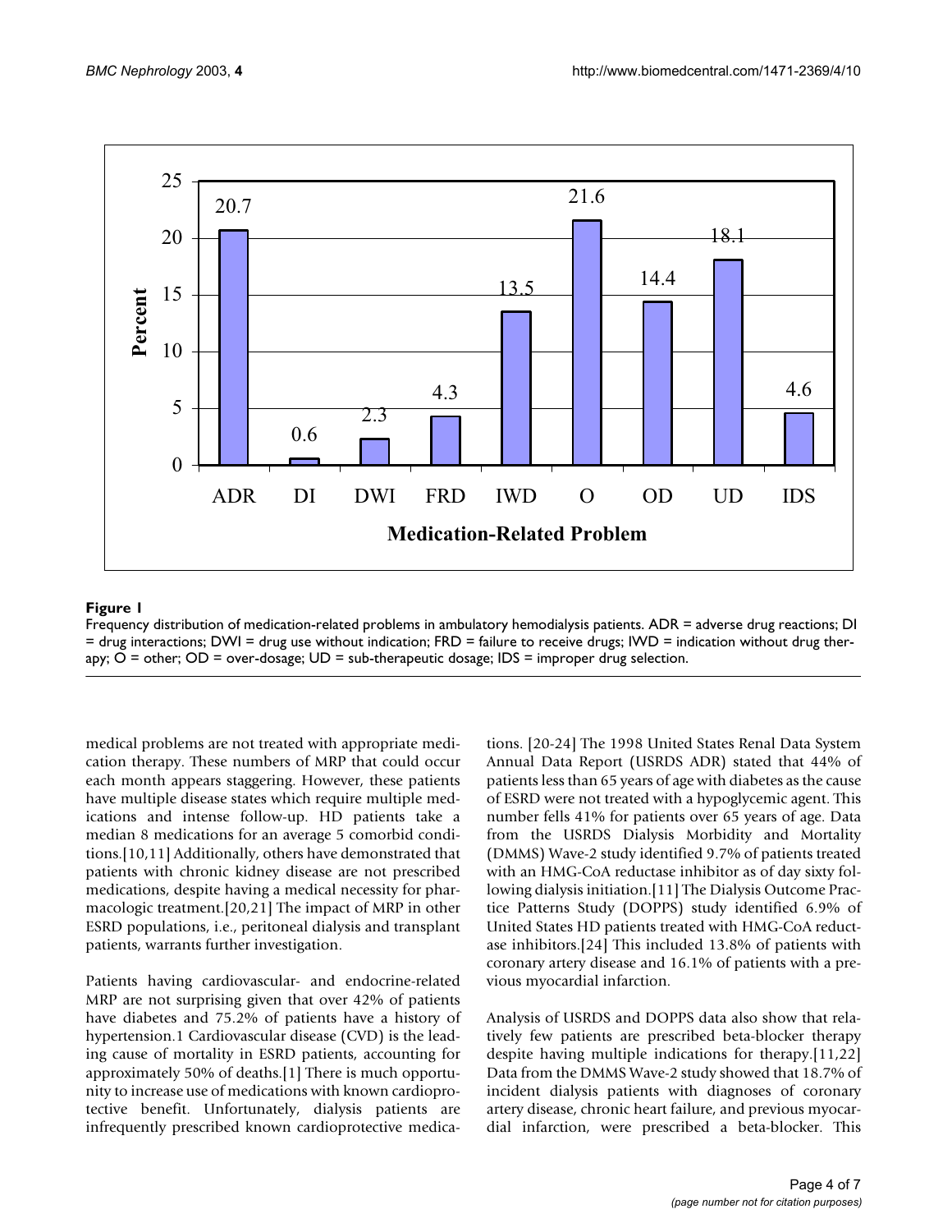**Figure 1**

Frequency distribution of medication-related problems in ambulatory hemodialysis patients. ADR = adverse drug reactions; DI = drug interactions; DWI = drug use without indication; FRD = failure to receive drugs; IWD = indication without drug therapy; O = other; OD = over-dosage; UD = sub-therapeutic dosage; IDS = improper drug selection.

medical problems are not treated with appropriate medication therapy. These numbers of MRP that could occur each month appears staggering. However, these patients have multiple disease states which require multiple medications and intense follow-up. HD patients take a median 8 medications for an average 5 comorbid conditions.[10,11] Additionally, others have demonstrated that patients with chronic kidney disease are not prescribed medications, despite having a medical necessity for pharmacologic treatment.[20,21] The impact of MRP in other ESRD populations, i.e., peritoneal dialysis and transplant patients, warrants further investigation.

Patients having cardiovascular- and endocrine-related MRP are not surprising given that over 42% of patients have diabetes and 75.2% of patients have a history of hypertension.1 Cardiovascular disease (CVD) is the leading cause of mortality in ESRD patients, accounting for approximately 50% of deaths.[1] There is much opportunity to increase use of medications with known cardioprotective benefit. Unfortunately, dialysis patients are infrequently prescribed known cardioprotective medications. [20-24] The 1998 United States Renal Data System Annual Data Report (USRDS ADR) stated that 44% of patients less than 65 years of age with diabetes as the cause of ESRD were not treated with a hypoglycemic agent. This number fells 41% for patients over 65 years of age. Data from the USRDS Dialysis Morbidity and Mortality (DMMS) Wave-2 study identified 9.7% of patients treated with an HMG-CoA reductase inhibitor as of day sixty following dialysis initiation.[11] The Dialysis Outcome Practice Patterns Study (DOPPS) study identified 6.9% of United States HD patients treated with HMG-CoA reductase inhibitors.[24] This included 13.8% of patients with coronary artery disease and 16.1% of patients with a previous myocardial infarction.

Analysis of USRDS and DOPPS data also show that relatively few patients are prescribed beta-blocker therapy despite having multiple indications for therapy.[11,22] Data from the DMMS Wave-2 study showed that 18.7% of incident dialysis patients with diagnoses of coronary artery disease, chronic heart failure, and previous myocardial infarction, were prescribed a beta-blocker. This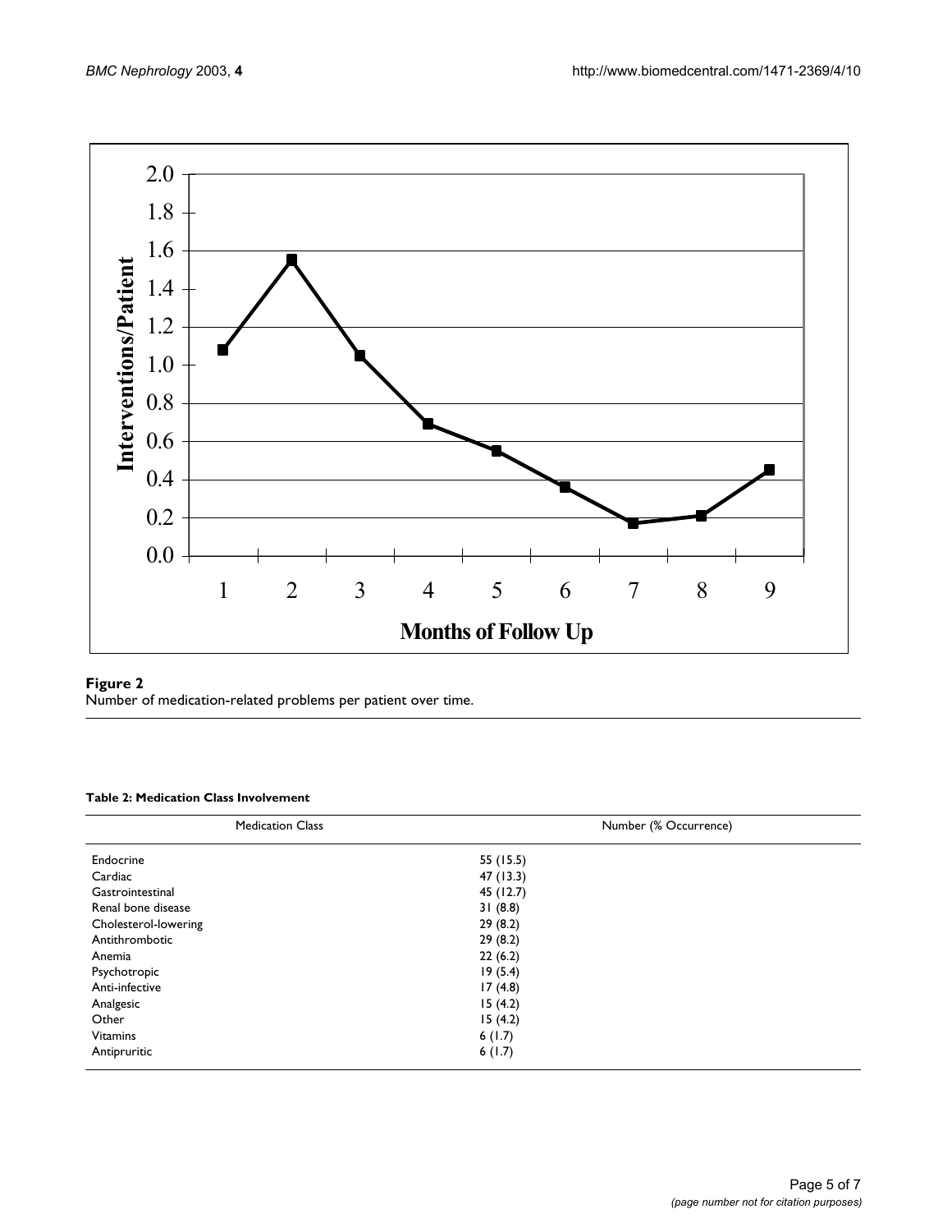**Figure 2**

Number of medication-related problems per patient over time.

**Table 2: Medication Class Involvement**

| Medication Class | Number (% Occurrence) |
| --- | --- |
| Endocrine | 55 (15.5) |
| Cardiac | 47 (13.3) |
| Gastrointestinal | 45 (12.7) |
| Renal bone disease | 31 (8.8) |
| Cholesterol-lowering | 29 (8.2) |
| Antithrombotic | 29 (8.2) |
| Anemia | 22 (6.2) |
| Psychotropic | 19 (5.4) |
| Anti-infective | 17 (4.8) |
| Analgesic | 15 (4.2) |
| Other | 15 (4.2) |
| Vitamins | 6 (1.7) |
| Antipruritic | 6 (1.7) |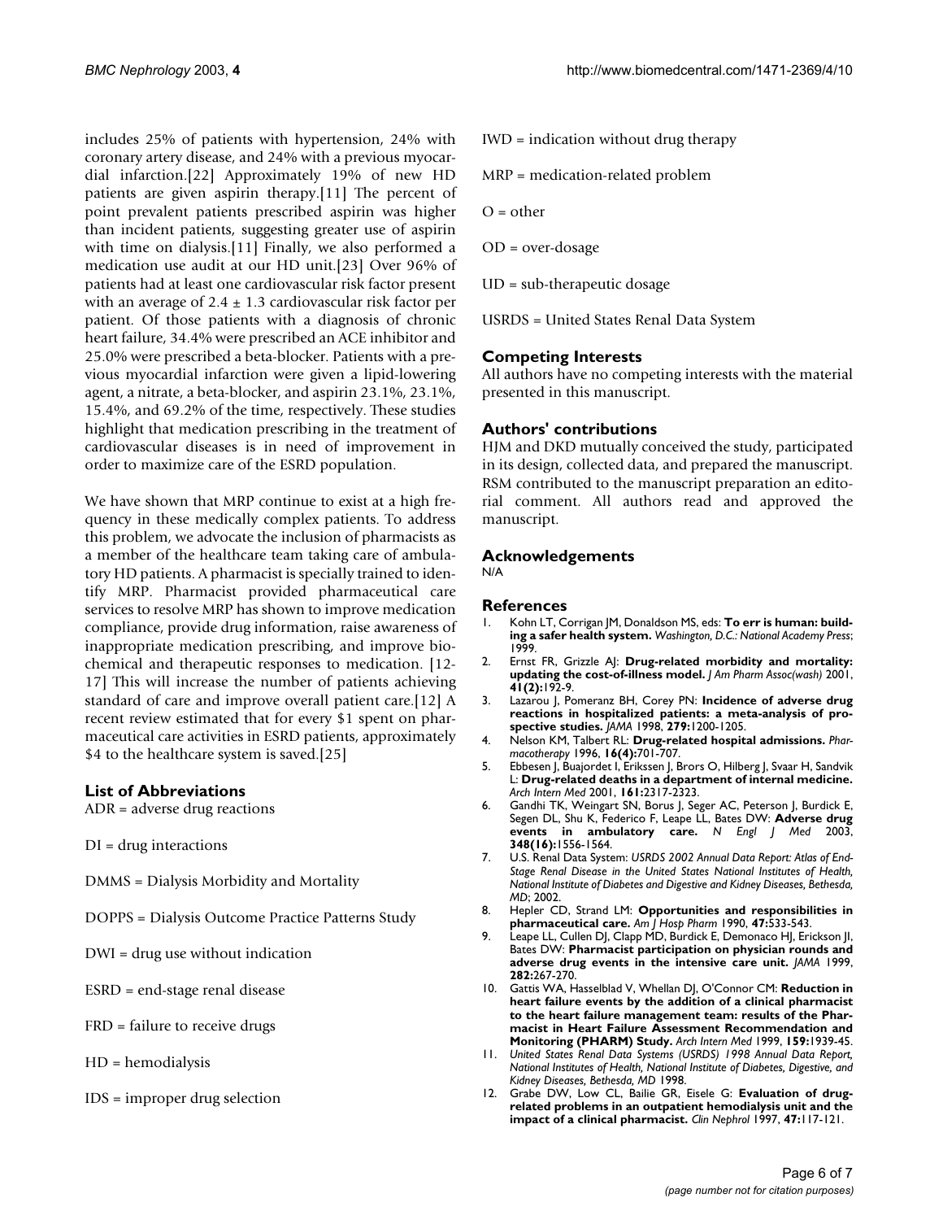includes 25% of patients with hypertension, 24% with coronary artery disease, and 24% with a previous myocardial infarction.[22] Approximately 19% of new HD patients are given aspirin therapy.[11] The percent of point prevalent patients prescribed aspirin was higher than incident patients, suggesting greater use of aspirin with time on dialysis.[11] Finally, we also performed a medication use audit at our HD unit.[23] Over 96% of patients had at least one cardiovascular risk factor present with an average of $2.4 \pm 1.3$ cardiovascular risk factor per patient. Of those patients with a diagnosis of chronic heart failure, 34.4% were prescribed an ACE inhibitor and 25.0% were prescribed a beta-blocker. Patients with a previous myocardial infarction were given a lipid-lowering agent, a nitrate, a beta-blocker, and aspirin 23.1%, 23.1%, 15.4%, and 69.2% of the time, respectively. These studies highlight that medication prescribing in the treatment of cardiovascular diseases is in need of improvement in order to maximize care of the ESRD population.

We have shown that MRP continue to exist at a high frequency in these medically complex patients. To address this problem, we advocate the inclusion of pharmacists as a member of the healthcare team taking care of ambulatory HD patients. A pharmacist is specially trained to identify MRP. Pharmacist provided pharmaceutical care services to resolve MRP has shown to improve medication compliance, provide drug information, raise awareness of inappropriate medication prescribing, and improve biochemical and therapeutic responses to medication. [12-17] This will increase the number of patients achieving standard of care and improve overall patient care.[12] A recent review estimated that for every \$1 spent on pharmaceutical care activities in ESRD patients, approximately \$4 to the healthcare system is saved.[25]

## List of Abbreviations

ADR = adverse drug reactions

DI = drug interactions

DMMS = Dialysis Morbidity and Mortality

DOPPS = Dialysis Outcome Practice Patterns Study

DWI = drug use without indication

ESRD = end-stage renal disease

FRD = failure to receive drugs

HD = hemodialysis

IDS = improper drug selection

IWD = indication without drug therapy

MRP = medication-related problem

O = other

OD = over-dosage

UD = sub-therapeutic dosage

USRDS = United States Renal Data System

## Competing Interests

All authors have no competing interests with the material presented in this manuscript.

## Authors' contributions

HJM and DKD mutually conceived the study, participated in its design, collected data, and prepared the manuscript. RSM contributed to the manuscript preparation an editorial comment. All authors read and approved the manuscript.

## Acknowledgements

N/A

## References

1. Kohn LT, Corrigan JM, Donaldson MS, eds: **To err is human: building a safer health system.** *Washington, D.C.: National Academy Press*; 1999.
2. Ernst FR, Grizzle AJ: **Drug-related morbidity and mortality: updating the cost-of-illness model.** *J Am Pharm Assoc(wash)* 2001, **41(2):**192-9.
3. Lazarou J, Pomeranz BH, Corey PN: **Incidence of adverse drug reactions in hospitalized patients: a meta-analysis of prospective studies.** *JAMA* 1998, **279:**1200-1205.
4. Nelson KM, Talbert RL: **Drug-related hospital admissions.** *Pharmacotherapy* 1996, **16(4):**701-707.
5. Ebbesen J, Buajordet I, Erikssen J, Brors O, Hilberg J, Svaar H, Sandvik L: **Drug-related deaths in a department of internal medicine.** *Arch Intern Med* 2001, **161:**2317-2323.
6. Gandhi TK, Weingart SN, Borus J, Seger AC, Peterson J, Burdick E, Segen DL, Shu K, Federico F, Leape LL, Bates DW: **Adverse drug events in ambulatory care.** *N Engl J Med* 2003, **348(16):**1556-1564.
7. U.S. Renal Data System: *USRDS 2002 Annual Data Report: Atlas of End-Stage Renal Disease in the United States National Institutes of Health, National Institute of Diabetes and Digestive and Kidney Diseases, Bethesda, MD*; 2002.
8. Hepler CD, Strand LM: **Opportunities and responsibilities in pharmaceutical care.** *Am J Hosp Pharm* 1990, **47:**533-543.
9. Leape LL, Cullen DJ, Clapp MD, Burdick E, Demonaco HJ, Erickson JI, Bates DW: **Pharmacist participation on physician rounds and adverse drug events in the intensive care unit.** *JAMA* 1999, **282:**267-270.
10. Gattis WA, Hasselblad V, Whellan DJ, O'Connor CM: **Reduction in heart failure events by the addition of a clinical pharmacist to the heart failure management team: results of the Pharmacist in Heart Failure Assessment Recommendation and Monitoring (PHARM) Study.** *Arch Intern Med* 1999, **159:**1939-45.
11. *United States Renal Data Systems (USRDS) 1998 Annual Data Report, National Institutes of Health, National Institute of Diabetes, Digestive, and Kidney Diseases, Bethesda, MD* 1998.
12. Grabe DW, Low CL, Bailie GR, Eisele G: **Evaluation of drug-related problems in an outpatient hemodialysis unit and the impact of a clinical pharmacist.** *Clin Nephrol* 1997, **47:**117-121.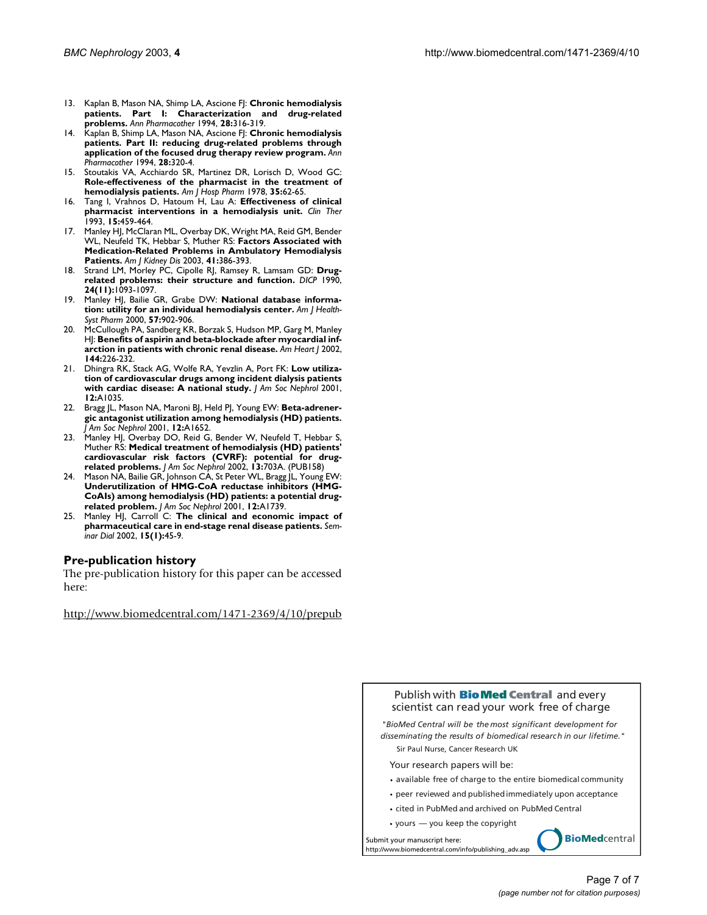13. Kaplan B, Mason NA, Shimp LA, Ascione FJ: **Chronic hemodialysis patients. Part I: Characterization and drug-related problems.** *Ann Pharmacother* 1994, **28:**316-319.
14. Kaplan B, Shimp LA, Mason NA, Ascione FJ: **Chronic hemodialysis patients. Part II: reducing drug-related problems through application of the focused drug therapy review program.** *Ann Pharmacother* 1994, **28:**320-4.
15. Stoutakis VA, Acchiardo SR, Martinez DR, Lorisch D, Wood GC: **Role-effectiveness of the pharmacist in the treatment of hemodialysis patients.** *Am J Hosp Pharm* 1978, **35:**62-65.
16. Tang I, Vrahnos D, Hatoum H, Lau A: **Effectiveness of clinical pharmacist interventions in a hemodialysis unit.** *Clin Ther* 1993, **15:**459-464.
17. Manley HJ, McClaran ML, Overbay DK, Wright MA, Reid GM, Bender WL, Neufeld TK, Hebbar S, Muther RS: **Factors Associated with Medication-Related Problems in Ambulatory Hemodialysis Patients.** *Am J Kidney Dis* 2003, **41:**386-393.
18. Strand LM, Morley PC, Cipolle RJ, Ramsey R, Lamsam GD: **Drug-related problems: their structure and function.** *DICP* 1990, **24(11):**1093-1097.
19. Manley HJ, Bailie GR, Grabe DW: **National database information: utility for an individual hemodialysis center.** *Am J Health-Syst Pharm* 2000, **57:**902-906.
20. McCullough PA, Sandberg KR, Borzak S, Hudson MP, Garg M, Manley HJ: **Benefits of aspirin and beta-blockade after myocardial infarction in patients with chronic renal disease.** *Am Heart J* 2002, **144:**226-232.
21. Dhingra RK, Stack AG, Wolfe RA, Yevzlin A, Port FK: **Low utilization of cardiovascular drugs among incident dialysis patients with cardiac disease: A national study.** *J Am Soc Nephrol* 2001, **12:**A1035.
22. Bragg JL, Mason NA, Maroni BJ, Held PJ, Young EW: **Beta-adrenergic antagonist utilization among hemodialysis (HD) patients.** *J Am Soc Nephrol* 2001, **12:**A1652.
23. Manley HJ, Overbay DO, Reid G, Bender W, Neufeld T, Hebbar S, Muther RS: **Medical treatment of hemodialysis (HD) patients' cardiovascular risk factors (CVRF): potential for drug-related problems.** *J Am Soc Nephrol* 2002, **13:**703A. (PUB158)
24. Mason NA, Bailie GR, Johnson CA, St Peter WL, Bragg JL, Young EW: **Underutilization of HMG-CoA reductase inhibitors (HMG-CoAIs) among hemodialysis (HD) patients: a potential drug-related problem.** *J Am Soc Nephrol* 2001, **12:**A1739.
25. Manley HJ, Carroll C: **The clinical and economic impact of pharmaceutical care in end-stage renal disease patients.** *Seminar Dial* 2002, **15(1):**45-9.

## Pre-publication history

The pre-publication history for this paper can be accessed here:

http://www.biomedcentral.com/1471-2369/4/10/prepub

Publish with **BioMed Central** and every scientist can read your work free of charge

*"BioMed Central will be the most significant development for disseminating the results of biomedical research in our lifetime."*

Sir Paul Nurse, Cancer Research UK

Your research papers will be:

- available free of charge to the entire biomedical community
- peer reviewed and published immediately upon acceptance
- cited in PubMed and archived on PubMed Central
- yours — you keep the copyright

Submit your manuscript here:
http://www.biomedcentral.com/info/publishing_adv.asp

**BioMed**central